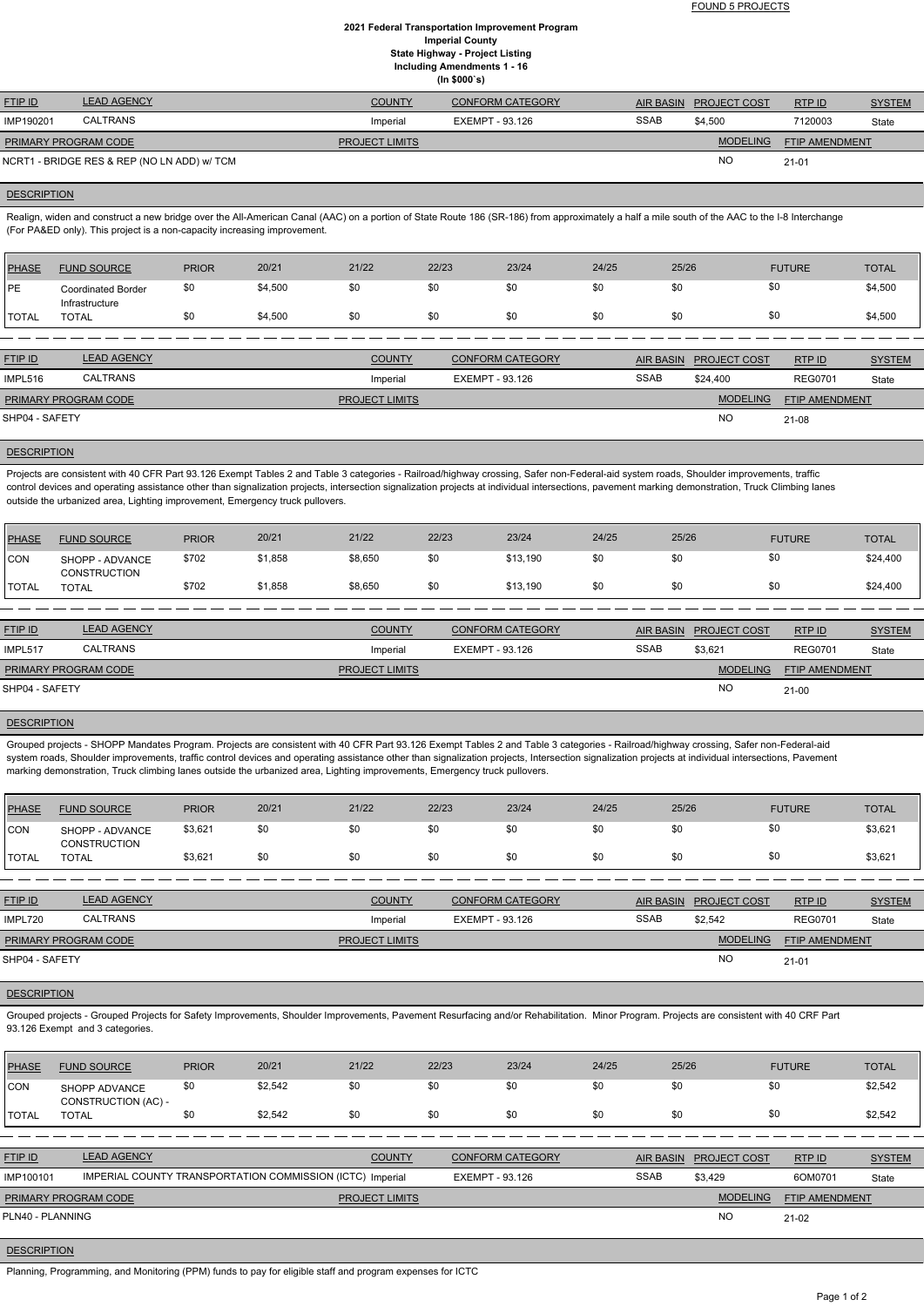FOUND 5 PROJECTS

**2021 Federal Transportation Improvement Program**
**Imperial County**
**State Highway - Project Listing**
**Including Amendments 1 - 16**
**(In $000`s)**

| FTIP ID | LEAD AGENCY | COUNTY | CONFORM CATEGORY | AIR BASIN | PROJECT COST | RTP ID | SYSTEM |
|---|---|---|---|---|---|---|---|
| IMP190201 | CALTRANS | Imperial | EXEMPT - 93.126 | SSAB | $4,500 | 7120003 | State |

| PRIMARY PROGRAM CODE | PROJECT LIMITS | MODELING | FTIP AMENDMENT |
|---|---|---|---|
| NCRT1 - BRIDGE RES & REP (NO LN ADD) w/ TCM | | NO | 21-01 |

**DESCRIPTION**

Realign, widen and construct a new bridge over the All-American Canal (AAC) on a portion of State Route 186 (SR-186) from approximately a half a mile south of the AAC to the I-8 Interchange (For PA&ED only). This project is a non-capacity increasing improvement.

| PHASE | FUND SOURCE | PRIOR | 20/21 | 21/22 | 22/23 | 23/24 | 24/25 | 25/26 | FUTURE | TOTAL |
|---|---|---|---|---|---|---|---|---|---|---|
| PE | Coordinated Border Infrastructure | $0 | $4,500 | $0 | $0 | $0 | $0 | $0 | $0 | $4,500 |
| TOTAL | TOTAL | $0 | $4,500 | $0 | $0 | $0 | $0 | $0 | $0 | $4,500 |

| FTIP ID | LEAD AGENCY | COUNTY | CONFORM CATEGORY | AIR BASIN | PROJECT COST | RTP ID | SYSTEM |
|---|---|---|---|---|---|---|---|
| IMPL516 | CALTRANS | Imperial | EXEMPT - 93.126 | SSAB | $24,400 | REG0701 | State |

| PRIMARY PROGRAM CODE | PROJECT LIMITS | MODELING | FTIP AMENDMENT |
|---|---|---|---|
| SHP04 - SAFETY | | NO | 21-08 |

**DESCRIPTION**

Projects are consistent with 40 CFR Part 93.126 Exempt Tables 2 and Table 3 categories - Railroad/highway crossing, Safer non-Federal-aid system roads, Shoulder improvements, traffic control devices and operating assistance other than signalization projects, intersection signalization projects at individual intersections, pavement marking demonstration, Truck Climbing lanes outside the urbanized area, Lighting improvement, Emergency truck pullovers.

| PHASE | FUND SOURCE | PRIOR | 20/21 | 21/22 | 22/23 | 23/24 | 24/25 | 25/26 | FUTURE | TOTAL |
|---|---|---|---|---|---|---|---|---|---|---|
| CON | SHOPP - ADVANCE CONSTRUCTION | $702 | $1,858 | $8,650 | $0 | $13,190 | $0 | $0 | $0 | $24,400 |
| TOTAL | TOTAL | $702 | $1,858 | $8,650 | $0 | $13,190 | $0 | $0 | $0 | $24,400 |

| FTIP ID | LEAD AGENCY | COUNTY | CONFORM CATEGORY | AIR BASIN | PROJECT COST | RTP ID | SYSTEM |
|---|---|---|---|---|---|---|---|
| IMPL517 | CALTRANS | Imperial | EXEMPT - 93.126 | SSAB | $3,621 | REG0701 | State |

| PRIMARY PROGRAM CODE | PROJECT LIMITS | MODELING | FTIP AMENDMENT |
|---|---|---|---|
| SHP04 - SAFETY | | NO | 21-00 |

**DESCRIPTION**

Grouped projects - SHOPP Mandates Program. Projects are consistent with 40 CFR Part 93.126 Exempt Tables 2 and Table 3 categories - Railroad/highway crossing, Safer non-Federal-aid system roads, Shoulder improvements, traffic control devices and operating assistance other than signalization projects, Intersection signalization projects at individual intersections, Pavement marking demonstration, Truck climbing lanes outside the urbanized area, Lighting improvements, Emergency truck pullovers.

| PHASE | FUND SOURCE | PRIOR | 20/21 | 21/22 | 22/23 | 23/24 | 24/25 | 25/26 | FUTURE | TOTAL |
|---|---|---|---|---|---|---|---|---|---|---|
| CON | SHOPP - ADVANCE CONSTRUCTION | $3,621 | $0 | $0 | $0 | $0 | $0 | $0 | $0 | $3,621 |
| TOTAL | TOTAL | $3,621 | $0 | $0 | $0 | $0 | $0 | $0 | $0 | $3,621 |

| FTIP ID | LEAD AGENCY | COUNTY | CONFORM CATEGORY | AIR BASIN | PROJECT COST | RTP ID | SYSTEM |
|---|---|---|---|---|---|---|---|
| IMPL720 | CALTRANS | Imperial | EXEMPT - 93.126 | SSAB | $2,542 | REG0701 | State |

| PRIMARY PROGRAM CODE | PROJECT LIMITS | MODELING | FTIP AMENDMENT |
|---|---|---|---|
| SHP04 - SAFETY | | NO | 21-01 |

**DESCRIPTION**

Grouped projects - Grouped Projects for Safety Improvements, Shoulder Improvements, Pavement Resurfacing and/or Rehabilitation. Minor Program. Projects are consistent with 40 CRF Part 93.126 Exempt and 3 categories.

| PHASE | FUND SOURCE | PRIOR | 20/21 | 21/22 | 22/23 | 23/24 | 24/25 | 25/26 | FUTURE | TOTAL |
|---|---|---|---|---|---|---|---|---|---|---|
| CON | SHOPP ADVANCE CONSTRUCTION (AC) - | $0 | $2,542 | $0 | $0 | $0 | $0 | $0 | $0 | $2,542 |
| TOTAL | TOTAL | $0 | $2,542 | $0 | $0 | $0 | $0 | $0 | $0 | $2,542 |

| FTIP ID | LEAD AGENCY | COUNTY | CONFORM CATEGORY | AIR BASIN | PROJECT COST | RTP ID | SYSTEM |
|---|---|---|---|---|---|---|---|
| IMP100101 | IMPERIAL COUNTY TRANSPORTATION COMMISSION (ICTC) | Imperial | EXEMPT - 93.126 | SSAB | $3,429 | 6OM0701 | State |

| PRIMARY PROGRAM CODE | PROJECT LIMITS | MODELING | FTIP AMENDMENT |
|---|---|---|---|
| PLN40 - PLANNING | | NO | 21-02 |

**DESCRIPTION**

Planning, Programming, and Monitoring (PPM) funds to pay for eligible staff and program expenses for ICTC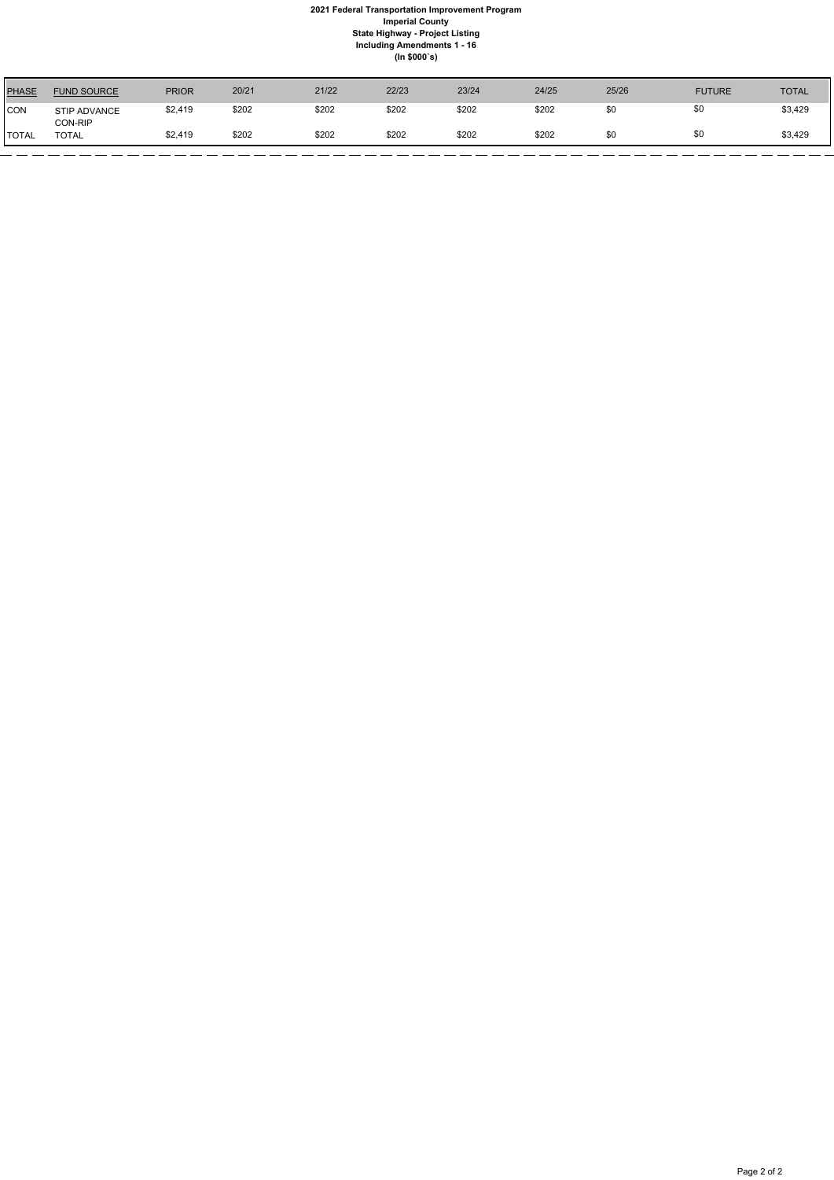**2021 Federal Transportation Improvement Program**
**Imperial County**
**State Highway - Project Listing**
**Including Amendments 1 - 16**
**(In $000`s)**

| PHASE | FUND SOURCE | PRIOR | 20/21 | 21/22 | 22/23 | 23/24 | 24/25 | 25/26 | FUTURE | TOTAL |
|---|---|---|---|---|---|---|---|---|---|---|
| CON | STIP ADVANCE CON-RIP | $2,419 | $202 | $202 | $202 | $202 | $202 | $0 | $0 | $3,429 |
| TOTAL | TOTAL | $2,419 | $202 | $202 | $202 | $202 | $202 | $0 | $0 | $3,429 |